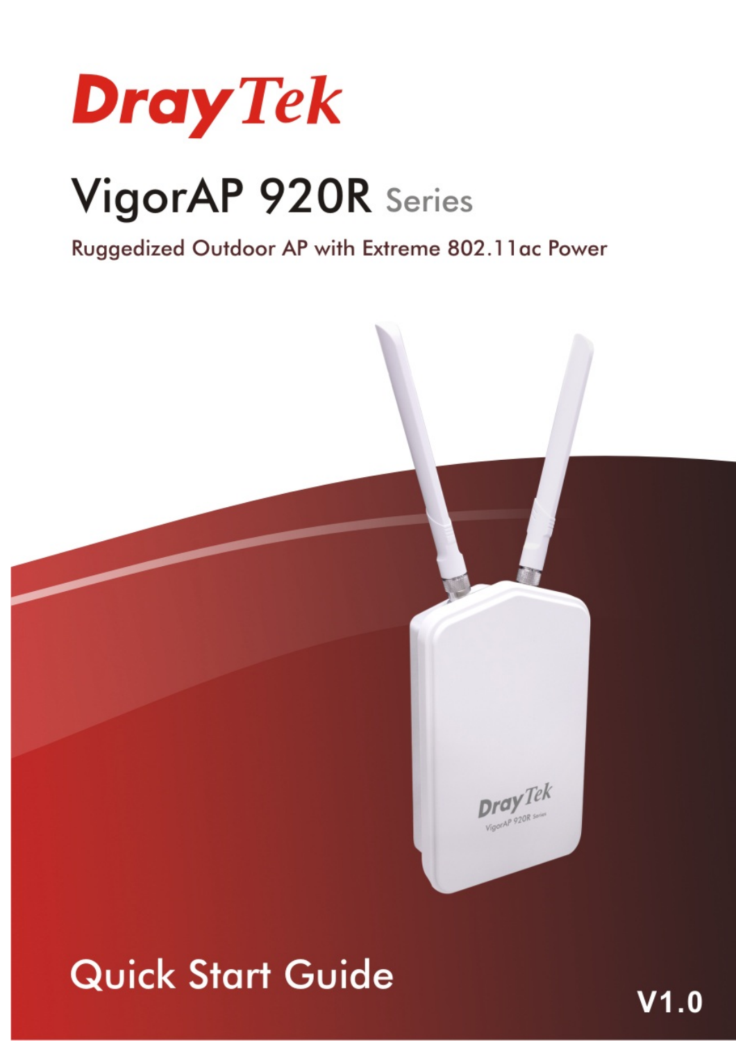DrayTek

# VigorAP 920R Series

Ruggedized Outdoor AP with Extreme 802.11ac Power

## Quick Start Guide

V1.0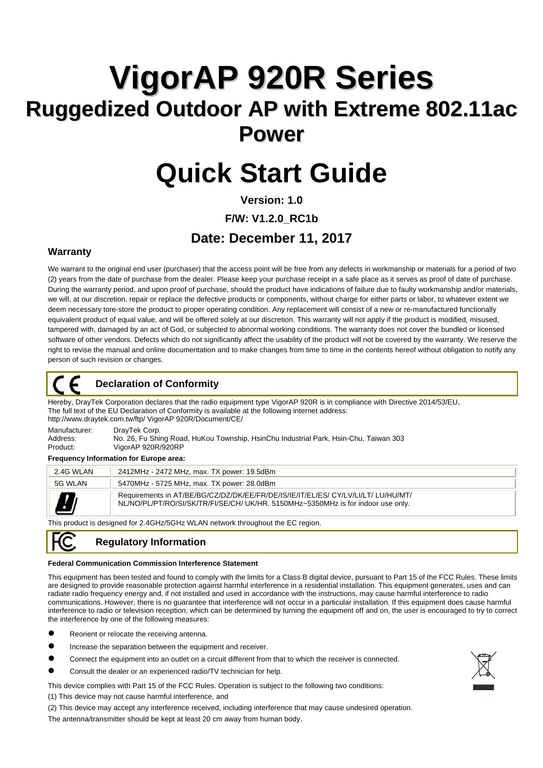# VigorAP 920R Series

## Ruggedized Outdoor AP with Extreme 802.11ac Power

# Quick Start Guide

**Version: 1.0**

**F/W: V1.2.0_RC1b**

**Date: December 11, 2017**

### Warranty

We warrant to the original end user (purchaser) that the access point will be free from any defects in workmanship or materials for a period of two (2) years from the date of purchase from the dealer. Please keep your purchase receipt in a safe place as it serves as proof of date of purchase. During the warranty period, and upon proof of purchase, should the product have indications of failure due to faulty workmanship and/or materials, we will, at our discretion, repair or replace the defective products or components, without charge for either parts or labor, to whatever extent we deem necessary tore-store the product to proper operating condition. Any replacement will consist of a new or re-manufactured functionally equivalent product of equal value, and will be offered solely at our discretion. This warranty will not apply if the product is modified, misused, tampered with, damaged by an act of God, or subjected to abnormal working conditions. The warranty does not cover the bundled or licensed software of other vendors. Defects which do not significantly affect the usability of the product will not be covered by the warranty. We reserve the right to revise the manual and online documentation and to make changes from time to time in the contents hereof without obligation to notify any person of such revision or changes.

### Declaration of Conformity

Hereby, DrayTek Corporation declares that the radio equipment type VigorAP 920R is in compliance with Directive 2014/53/EU.
The full text of the EU Declaration of Conformity is available at the following internet address:
http://www.draytek.com.tw/ftp/ VigorAP 920R/Document/CE/

Manufacturer: DrayTek Corp.
Address: No. 26, Fu Shing Road, HuKou Township, HsinChu Industrial Park, Hsin-Chu, Taiwan 303
Product: VigorAP 920R/920RP

**Frequency Information for Europe area:**

| | |
|---|---|
| 2.4G WLAN | 2412MHz - 2472 MHz, max. TX power: 19.5dBm |
| 5G WLAN | 5470MHz - 5725 MHz, max. TX power: 28.0dBm |
| | Requirements in AT/BE/BG/CZ/DZ/DK/EE/FR/DE/IS/IE/IT/EL/ES/ CY/LV/LI/LT/ LU/HU/MT/ NL/NO/PL/PT/RO/SI/SK/TR/FI/SE/CH/ UK/HR. 5150MHz~5350MHz is for indoor use only. |

This product is designed for 2.4GHz/5GHz WLAN network throughout the EC region.

### Regulatory Information

**Federal Communication Commission Interference Statement**

This equipment has been tested and found to comply with the limits for a Class B digital device, pursuant to Part 15 of the FCC Rules. These limits are designed to provide reasonable protection against harmful interference in a residential installation. This equipment generates, uses and can radiate radio frequency energy and, if not installed and used in accordance with the instructions, may cause harmful interference to radio communications. However, there is no guarantee that interference will not occur in a particular installation. If this equipment does cause harmful interference to radio or television reception, which can be determined by turning the equipment off and on, the user is encouraged to try to correct the interference by one of the following measures:

- Reorient or relocate the receiving antenna.
- Increase the separation between the equipment and receiver.
- Connect the equipment into an outlet on a circuit different from that to which the receiver is connected.
- Consult the dealer or an experienced radio/TV technician for help.

This device complies with Part 15 of the FCC Rules. Operation is subject to the following two conditions:

(1) This device may not cause harmful interference, and

(2) This device may accept any interference received, including interference that may cause undesired operation.

The antenna/transmitter should be kept at least 20 cm away from human body.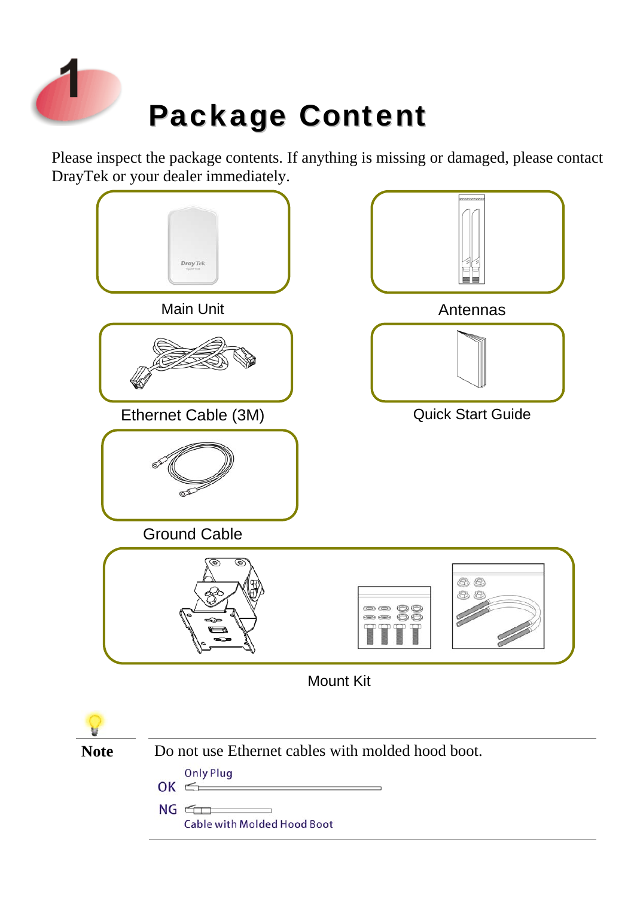# 1 Package Content

Please inspect the package contents. If anything is missing or damaged, please contact DrayTek or your dealer immediately.

Main Unit

Antennas

Ethernet Cable (3M)

Quick Start Guide

Ground Cable

Mount Kit

**Note**

Do not use Ethernet cables with molded hood boot.

OK Only Plug

NG Cable with Molded Hood Boot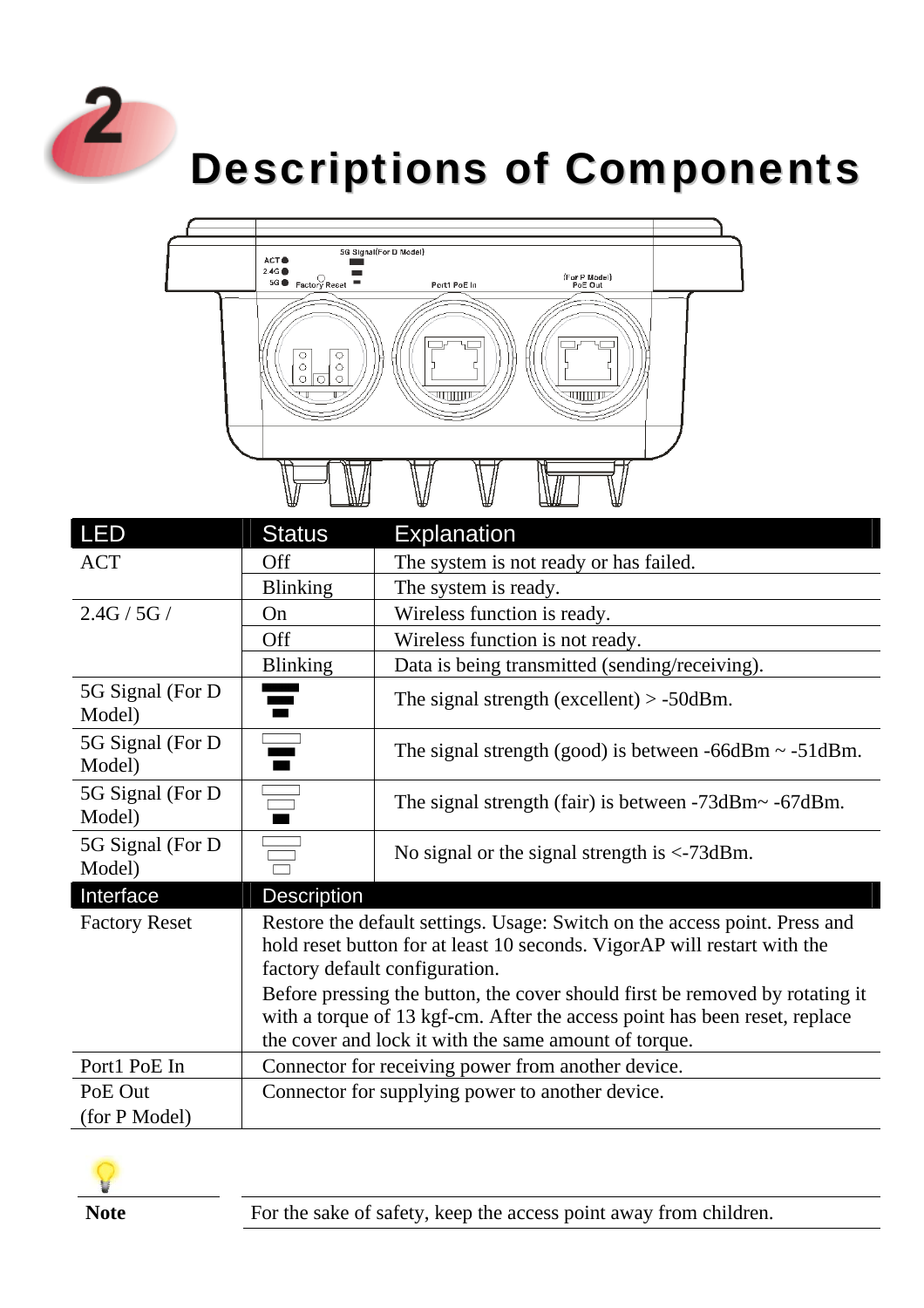# 2 Descriptions of Components

| LED | Status | Explanation |
|---|---|---|
| ACT | Off | The system is not ready or has failed. |
| | Blinking | The system is ready. |
| 2.4G / 5G / | On | Wireless function is ready. |
| | Off | Wireless function is not ready. |
| | Blinking | Data is being transmitted (sending/receiving). |
| 5G Signal (For D Model) | | The signal strength (excellent) > -50dBm. |
| 5G Signal (For D Model) | | The signal strength (good) is between -66dBm ~ -51dBm. |
| 5G Signal (For D Model) | | The signal strength (fair) is between -73dBm~ -67dBm. |
| 5G Signal (For D Model) | | No signal or the signal strength is <-73dBm. |

| Interface | Description |
|---|---|
| Factory Reset | Restore the default settings. Usage: Switch on the access point. Press and hold reset button for at least 10 seconds. VigorAP will restart with the factory default configuration.<br>Before pressing the button, the cover should first be removed by rotating it with a torque of 13 kgf-cm. After the access point has been reset, replace the cover and lock it with the same amount of torque. |
| Port1 PoE In | Connector for receiving power from another device. |
| PoE Out (for P Model) | Connector for supplying power to another device. |

**Note** For the sake of safety, keep the access point away from children.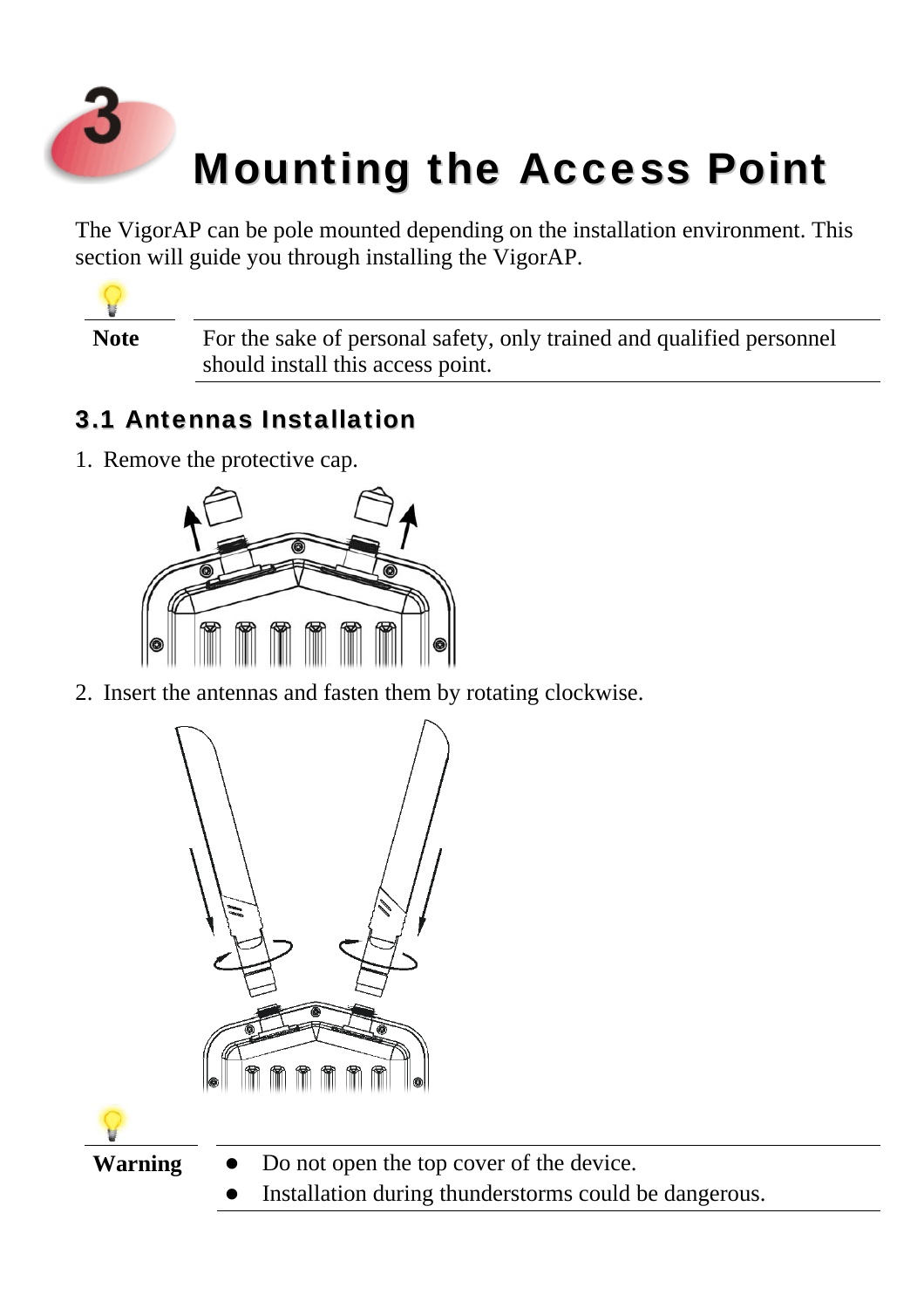# 3 Mounting the Access Point

The VigorAP can be pole mounted depending on the installation environment. This section will guide you through installing the VigorAP.

| **Note** | For the sake of personal safety, only trained and qualified personnel should install this access point. |
|---|---|

## 3.1 Antennas Installation

1. Remove the protective cap.

2. Insert the antennas and fasten them by rotating clockwise.

| **Warning** | - Do not open the top cover of the device.<br>- Installation during thunderstorms could be dangerous. |
|---|---|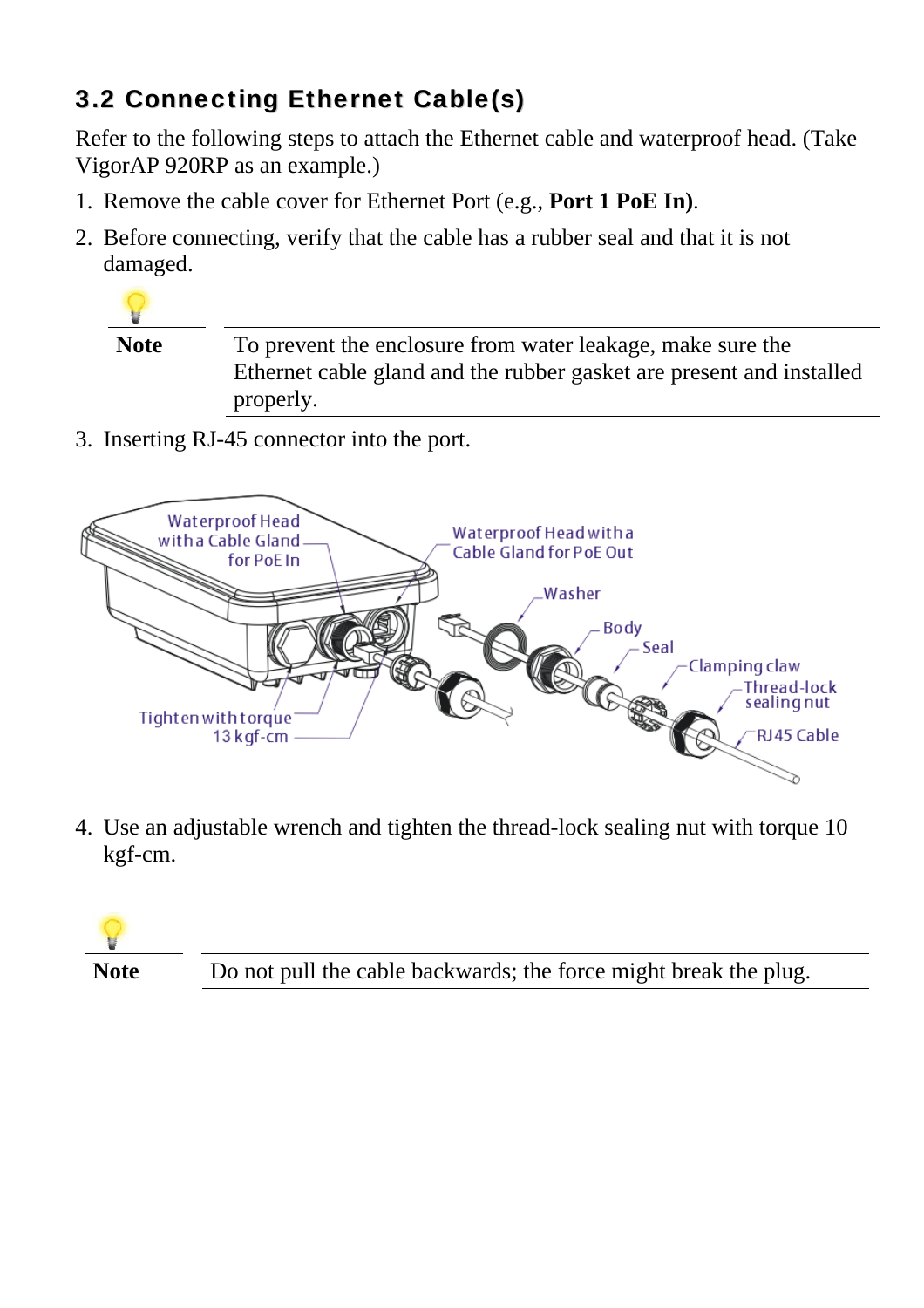## 3.2 Connecting Ethernet Cable(s)

Refer to the following steps to attach the Ethernet cable and waterproof head. (Take VigorAP 920RP as an example.)

1. Remove the cable cover for Ethernet Port (e.g., **Port 1 PoE In)**.
2. Before connecting, verify that the cable has a rubber seal and that it is not damaged.

| **Note** | To prevent the enclosure from water leakage, make sure the Ethernet cable gland and the rubber gasket are present and installed properly. |
|---|---|

3. Inserting RJ-45 connector into the port.

4. Use an adjustable wrench and tighten the thread-lock sealing nut with torque 10 kgf-cm.

| **Note** | Do not pull the cable backwards; the force might break the plug. |
|---|---|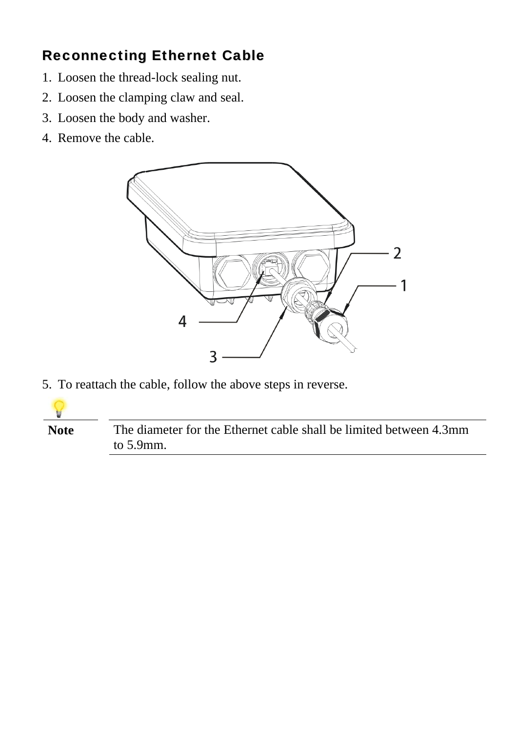## Reconnecting Ethernet Cable

1. Loosen the thread-lock sealing nut.
2. Loosen the clamping claw and seal.
3. Loosen the body and washer.
4. Remove the cable.

5. To reattach the cable, follow the above steps in reverse.

| **Note** | The diameter for the Ethernet cable shall be limited between 4.3mm to 5.9mm. |
|---|---|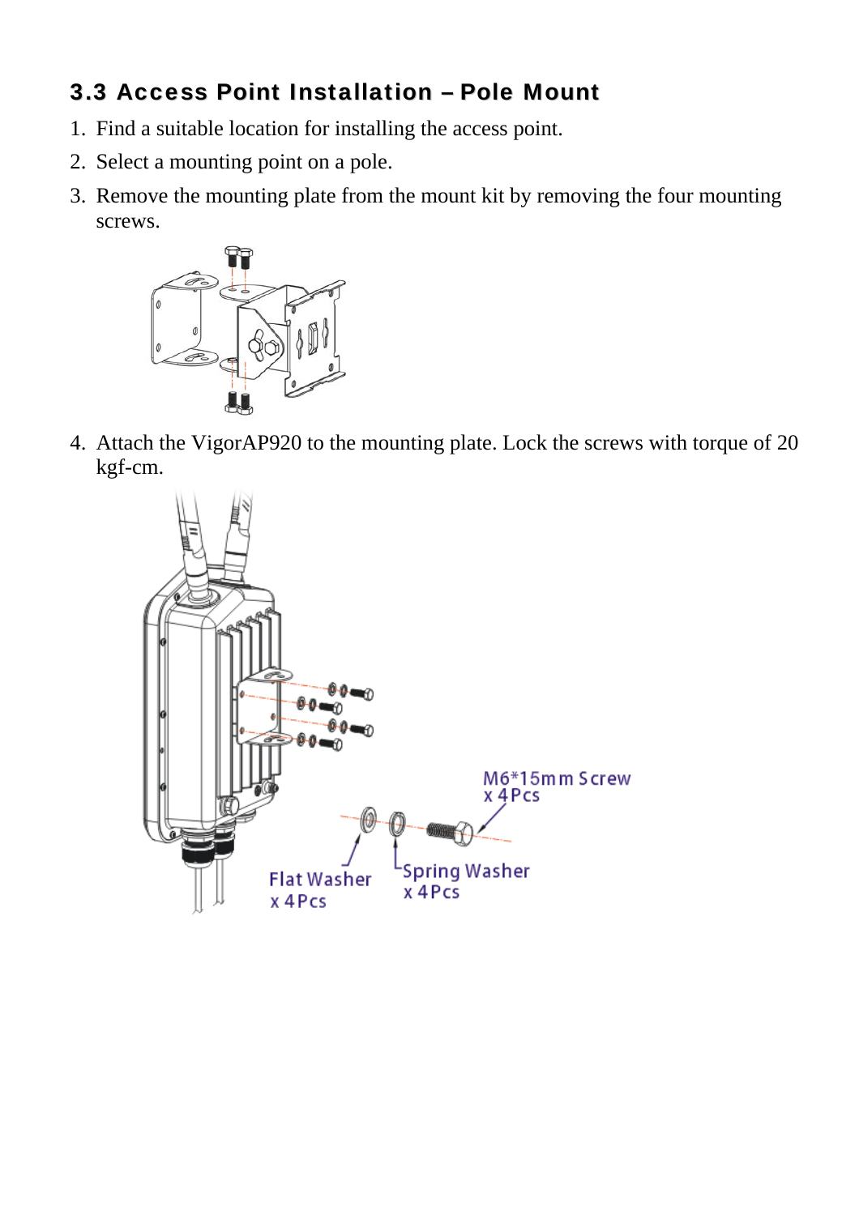### 3.3 Access Point Installation – Pole Mount

1. Find a suitable location for installing the access point.
2. Select a mounting point on a pole.
3. Remove the mounting plate from the mount kit by removing the four mounting screws.
4. Attach the VigorAP920 to the mounting plate. Lock the screws with torque of 20 kgf-cm.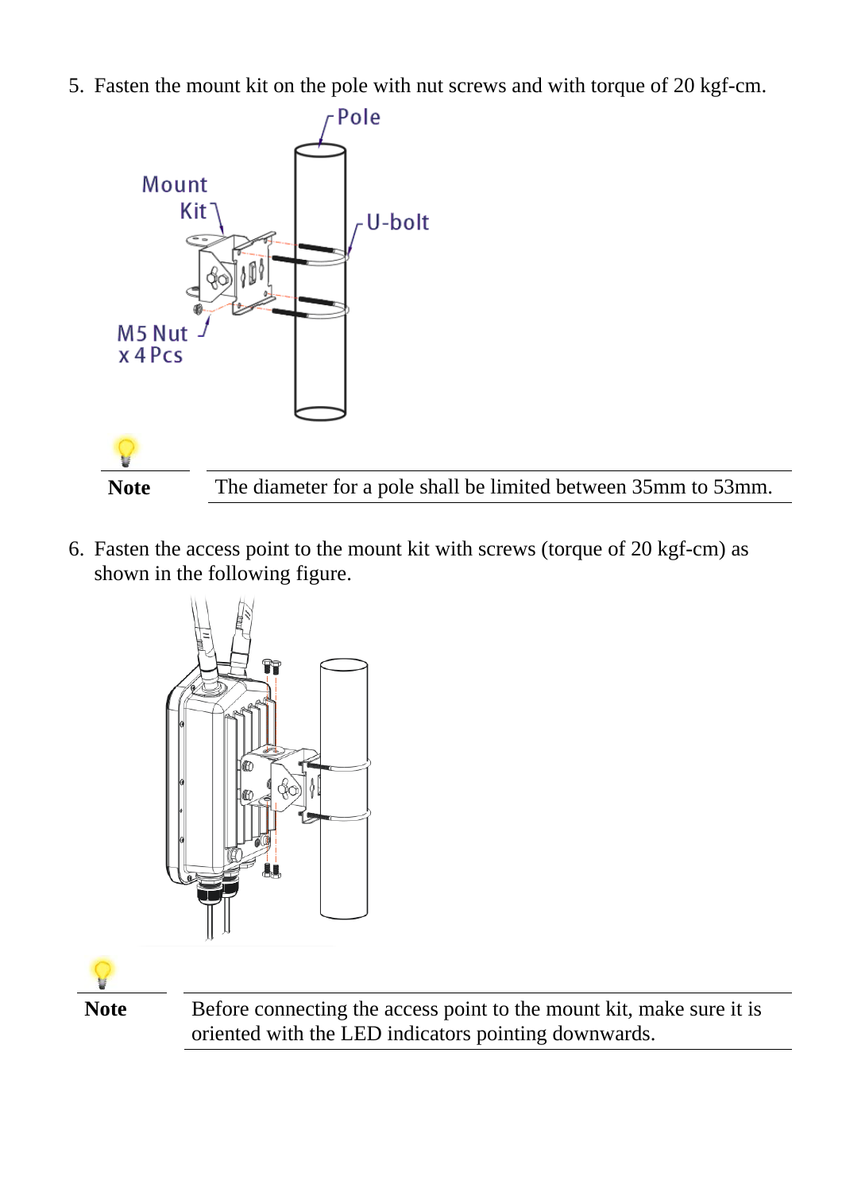5. Fasten the mount kit on the pole with nut screws and with torque of 20 kgf-cm.

| Note | The diameter for a pole shall be limited between 35mm to 53mm. |
| --- | --- |

6. Fasten the access point to the mount kit with screws (torque of 20 kgf-cm) as shown in the following figure.

| Note | Before connecting the access point to the mount kit, make sure it is oriented with the LED indicators pointing downwards. |
| --- | --- |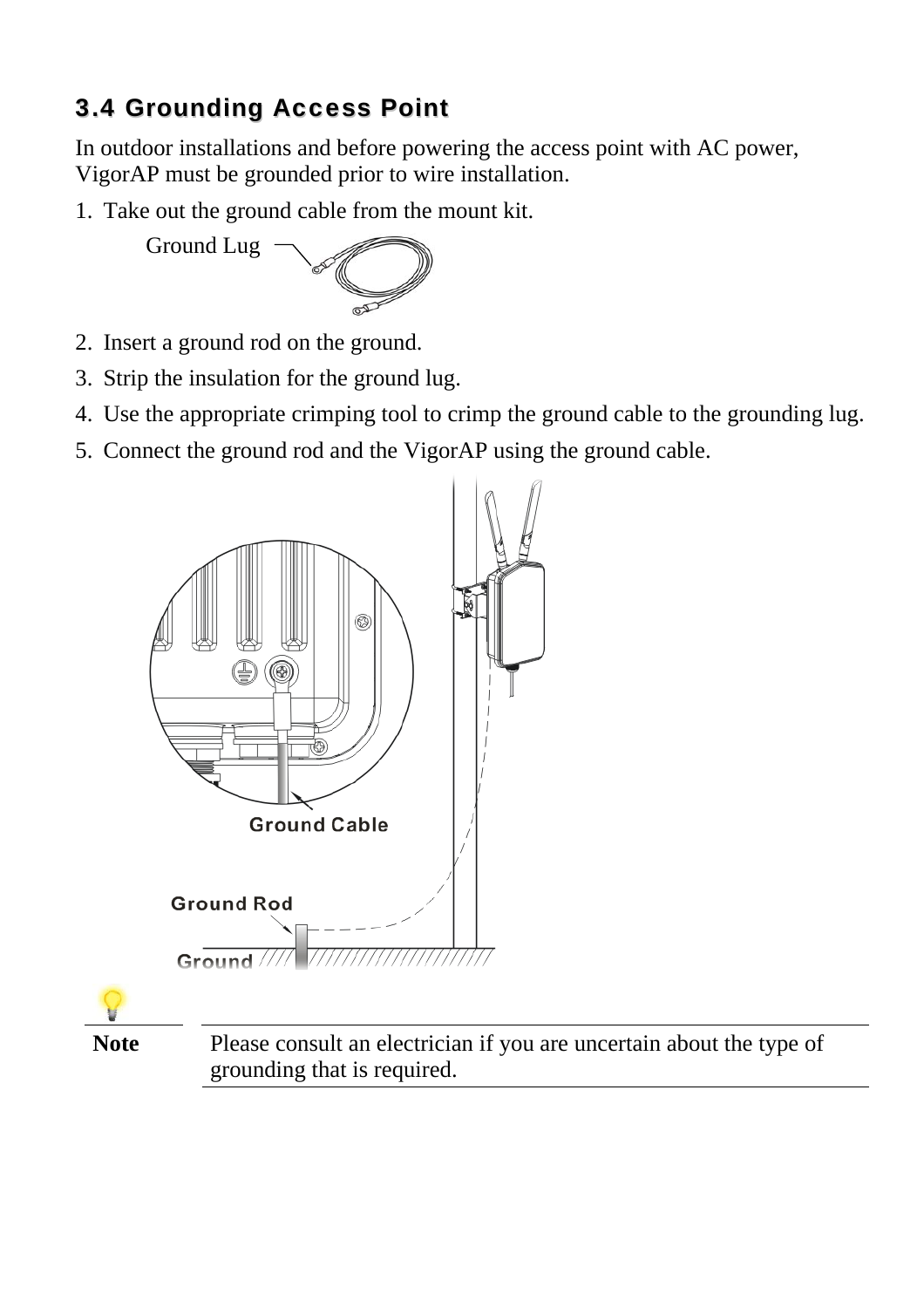## 3.4 Grounding Access Point

In outdoor installations and before powering the access point with AC power, VigorAP must be grounded prior to wire installation.

1. Take out the ground cable from the mount kit.

   Ground Lug

2. Insert a ground rod on the ground.
3. Strip the insulation for the ground lug.
4. Use the appropriate crimping tool to crimp the ground cable to the grounding lug.
5. Connect the ground rod and the VigorAP using the ground cable.

| **Note** | Please consult an electrician if you are uncertain about the type of grounding that is required. |
|---|---|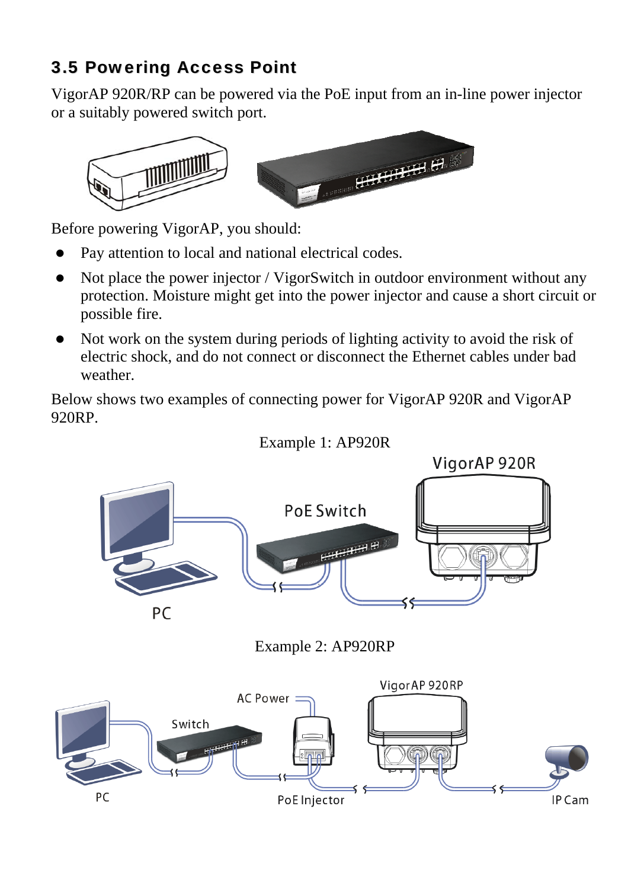## 3.5 Powering Access Point

VigorAP 920R/RP can be powered via the PoE input from an in-line power injector or a suitably powered switch port.

Before powering VigorAP, you should:

- Pay attention to local and national electrical codes.
- Not place the power injector / VigorSwitch in outdoor environment without any protection. Moisture might get into the power injector and cause a short circuit or possible fire.
- Not work on the system during periods of lighting activity to avoid the risk of electric shock, and do not connect or disconnect the Ethernet cables under bad weather.

Below shows two examples of connecting power for VigorAP 920R and VigorAP 920RP.

Example 1: AP920R

Example 2: AP920RP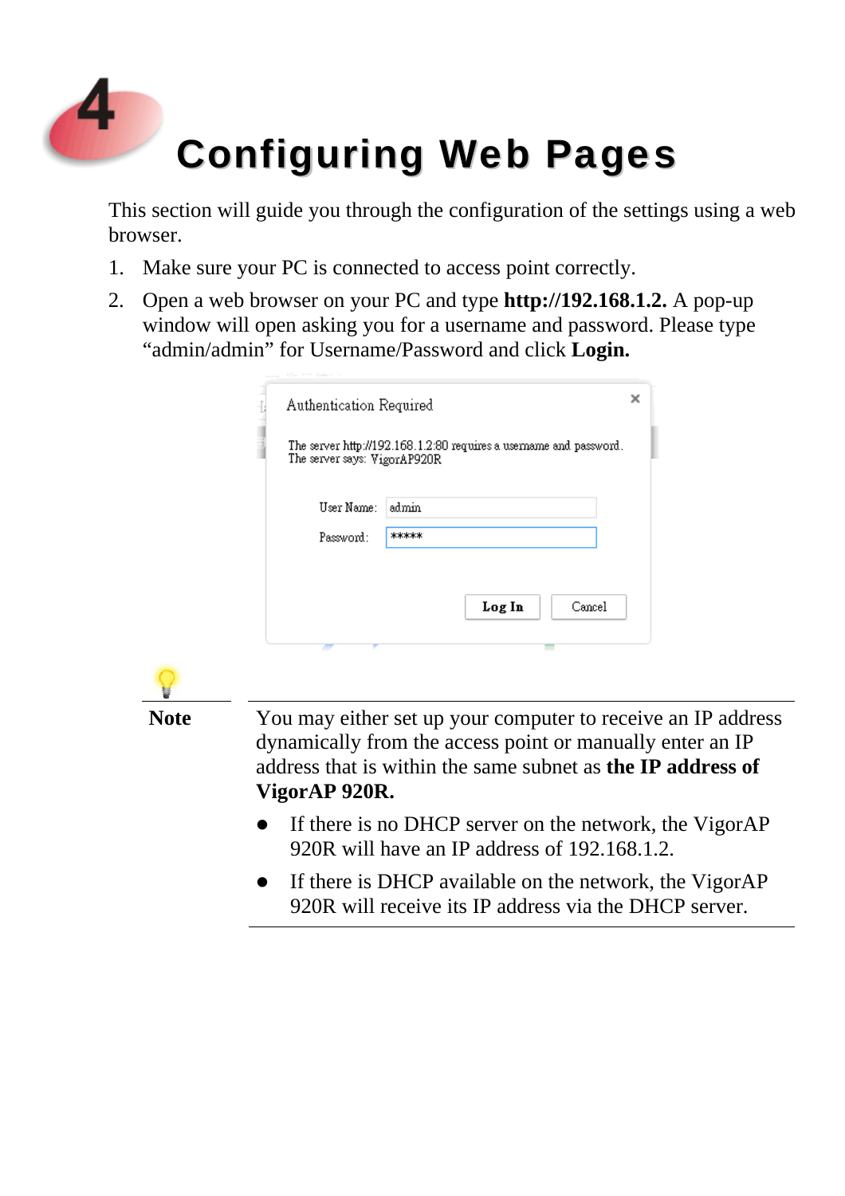# 4 Configuring Web Pages

This section will guide you through the configuration of the settings using a web browser.

1. Make sure your PC is connected to access point correctly.
2. Open a web browser on your PC and type **http://192.168.1.2.** A pop-up window will open asking you for a username and password. Please type "admin/admin" for Username/Password and click **Login.**

**Note**

You may either set up your computer to receive an IP address dynamically from the access point or manually enter an IP address that is within the same subnet as **the IP address of VigorAP 920R.**

- If there is no DHCP server on the network, the VigorAP 920R will have an IP address of 192.168.1.2.
- If there is DHCP available on the network, the VigorAP 920R will receive its IP address via the DHCP server.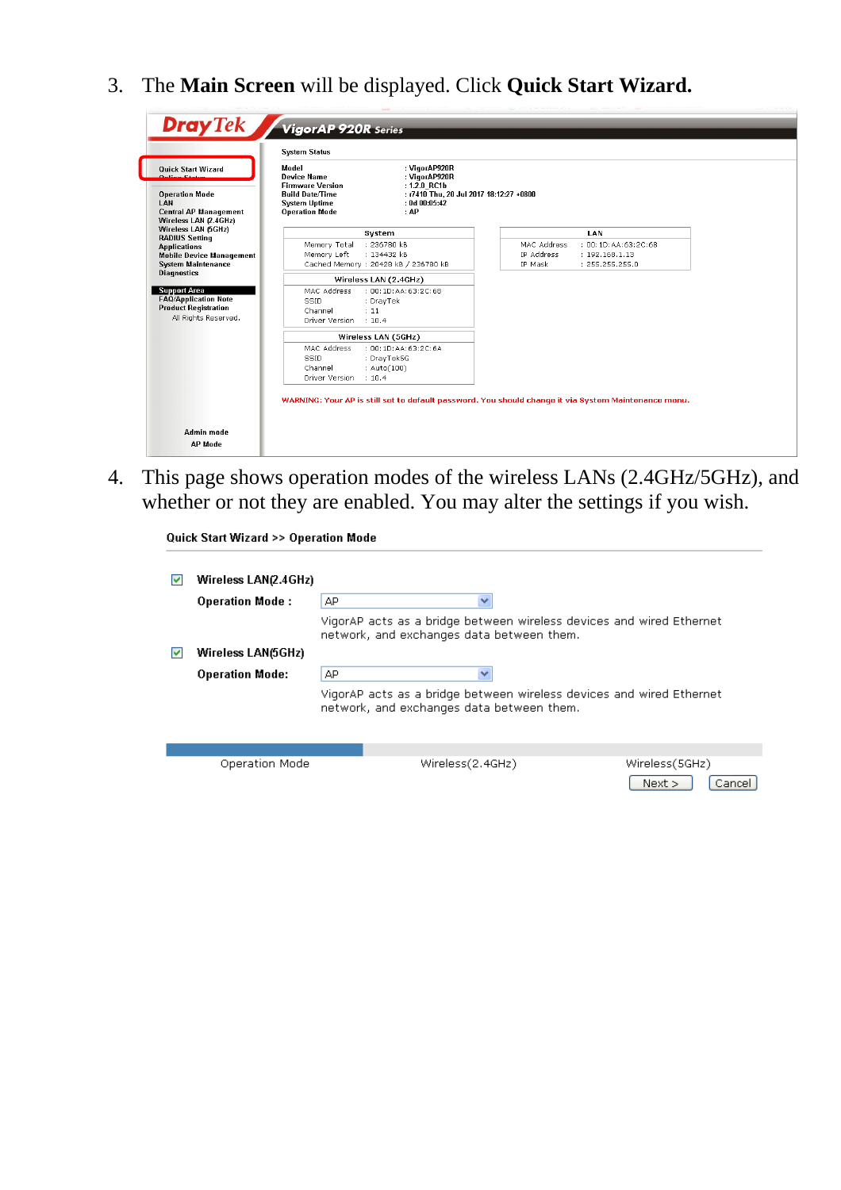3. The **Main Screen** will be displayed. Click **Quick Start Wizard.**

4. This page shows operation modes of the wireless LANs (2.4GHz/5GHz), and whether or not they are enabled. You may alter the settings if you wish.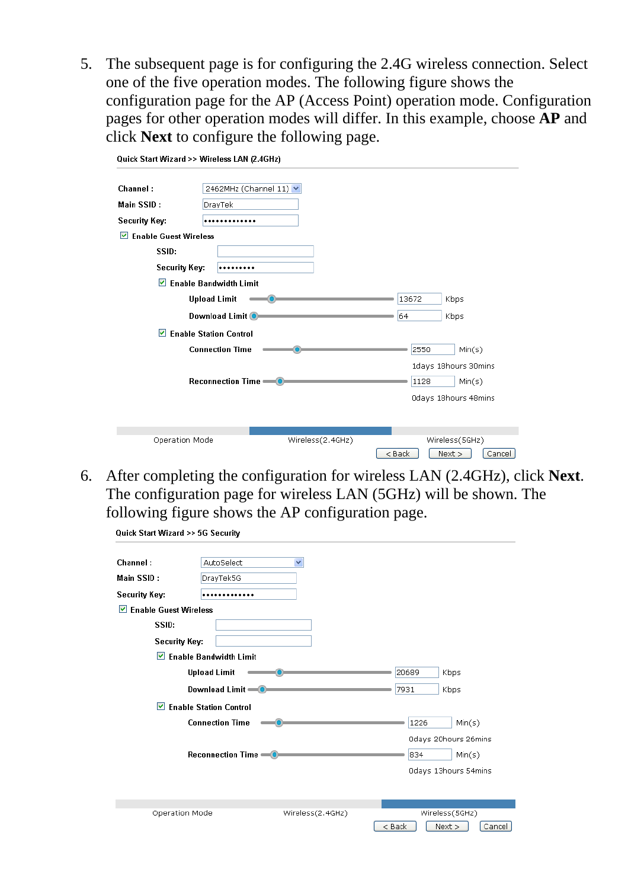5. The subsequent page is for configuring the 2.4G wireless connection. Select one of the five operation modes. The following figure shows the configuration page for the AP (Access Point) operation mode. Configuration pages for other operation modes will differ. In this example, choose **AP** and click **Next** to configure the following page.

Quick Start Wizard >> Wireless LAN (2.4GHz)

Channel : 2462MHz (Channel 11)

Main SSID : DrayTek

Security Key: •••••••••••••

☑ Enable Guest Wireless

SSID:

Security Key: •••••••••

☑ Enable Bandwidth Limit

Upload Limit 13672 Kbps

Download Limit 64 Kbps

☑ Enable Station Control

Connection Time 2550 Min(s)

1days 18hours 30mins

Reconnection Time 1128 Min(s)

0days 18hours 48mins

Operation Mode | Wireless(2.4GHz) | Wireless(5GHz)

< Back | Next > | Cancel

6. After completing the configuration for wireless LAN (2.4GHz), click **Next**. The configuration page for wireless LAN (5GHz) will be shown. The following figure shows the AP configuration page.

Quick Start Wizard >> 5G Security

Channel : AutoSelect

Main SSID : DrayTek5G

Security Key: •••••••••••••

☑ Enable Guest Wireless

SSID:

Security Key:

☑ Enable Bandwidth Limit

Upload Limit 20689 Kbps

Download Limit 7931 Kbps

☑ Enable Station Control

Connection Time 1226 Min(s)

0days 20hours 26mins

Reconnection Time 834 Min(s)

0days 13hours 54mins

Operation Mode | Wireless(2.4GHz) | Wireless(5GHz)

< Back | Next > | Cancel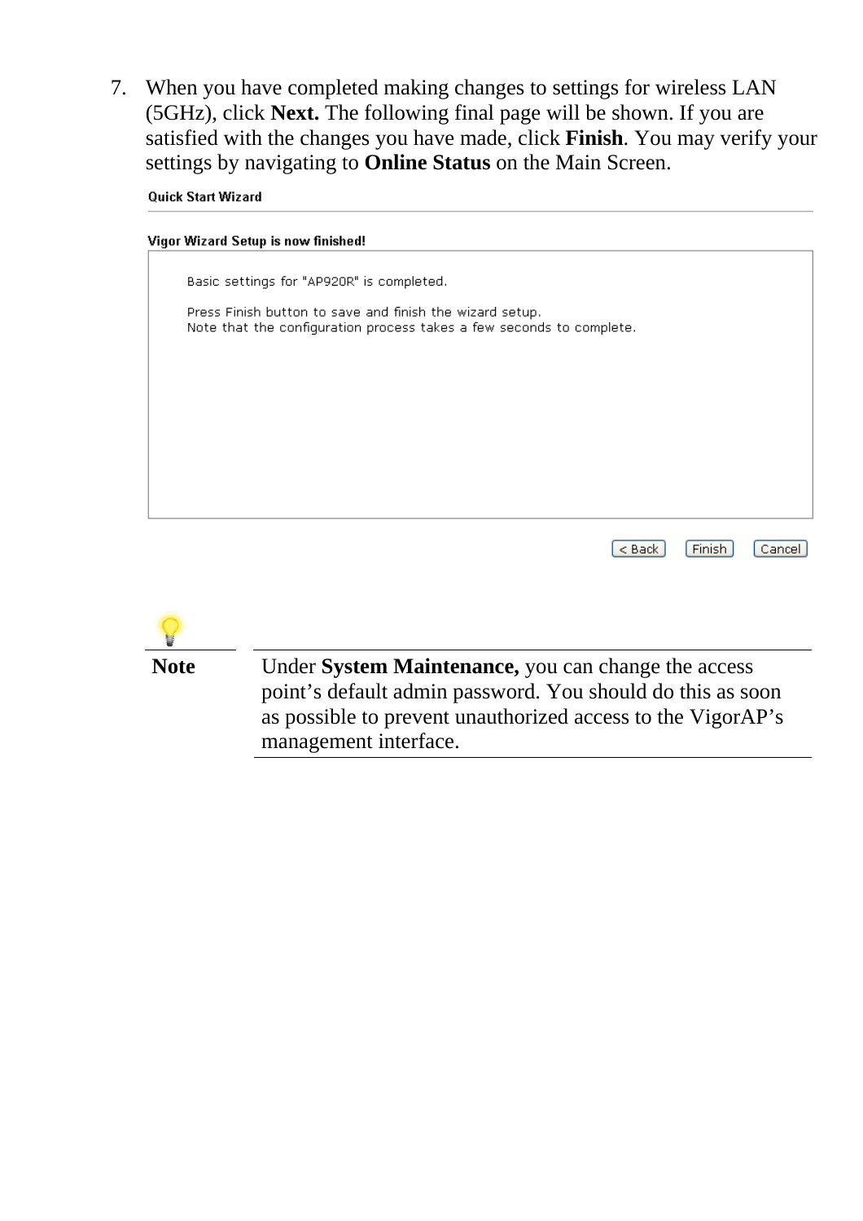7. When you have completed making changes to settings for wireless LAN (5GHz), click **Next.** The following final page will be shown. If you are satisfied with the changes you have made, click **Finish**. You may verify your settings by navigating to **Online Status** on the Main Screen.

**Quick Start Wizard**

**Vigor Wizard Setup is now finished!**

Basic settings for "AP920R" is completed.

Press Finish button to save and finish the wizard setup.
Note that the configuration process takes a few seconds to complete.

[ < Back ] [ Finish ] [ Cancel ]

| **Note** | Under **System Maintenance,** you can change the access point's default admin password. You should do this as soon as possible to prevent unauthorized access to the VigorAP's management interface. |
| --- | --- |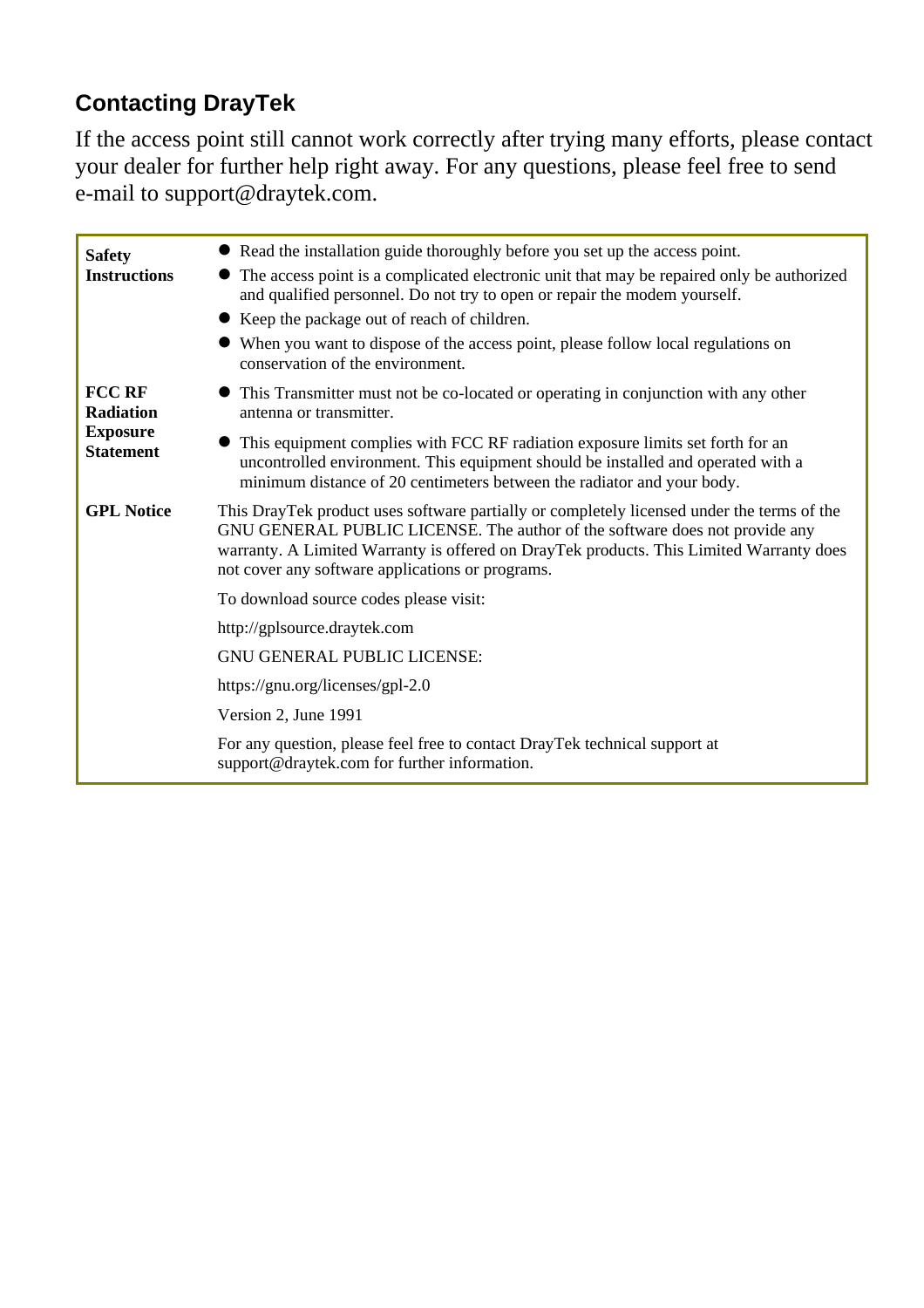## Contacting DrayTek

If the access point still cannot work correctly after trying many efforts, please contact your dealer for further help right away. For any questions, please feel free to send e-mail to support@draytek.com.

| | |
|---|---|
| **Safety Instructions** | • Read the installation guide thoroughly before you set up the access point.<br>• The access point is a complicated electronic unit that may be repaired only be authorized and qualified personnel. Do not try to open or repair the modem yourself.<br>• Keep the package out of reach of children.<br>• When you want to dispose of the access point, please follow local regulations on conservation of the environment. |
| **FCC RF Radiation Exposure Statement** | • This Transmitter must not be co-located or operating in conjunction with any other antenna or transmitter.<br>• This equipment complies with FCC RF radiation exposure limits set forth for an uncontrolled environment. This equipment should be installed and operated with a minimum distance of 20 centimeters between the radiator and your body. |
| **GPL Notice** | This DrayTek product uses software partially or completely licensed under the terms of the GNU GENERAL PUBLIC LICENSE. The author of the software does not provide any warranty. A Limited Warranty is offered on DrayTek products. This Limited Warranty does not cover any software applications or programs.<br><br>To download source codes please visit:<br><br>http://gplsource.draytek.com<br><br>GNU GENERAL PUBLIC LICENSE:<br><br>https://gnu.org/licenses/gpl-2.0<br><br>Version 2, June 1991<br><br>For any question, please feel free to contact DrayTek technical support at support@draytek.com for further information. |